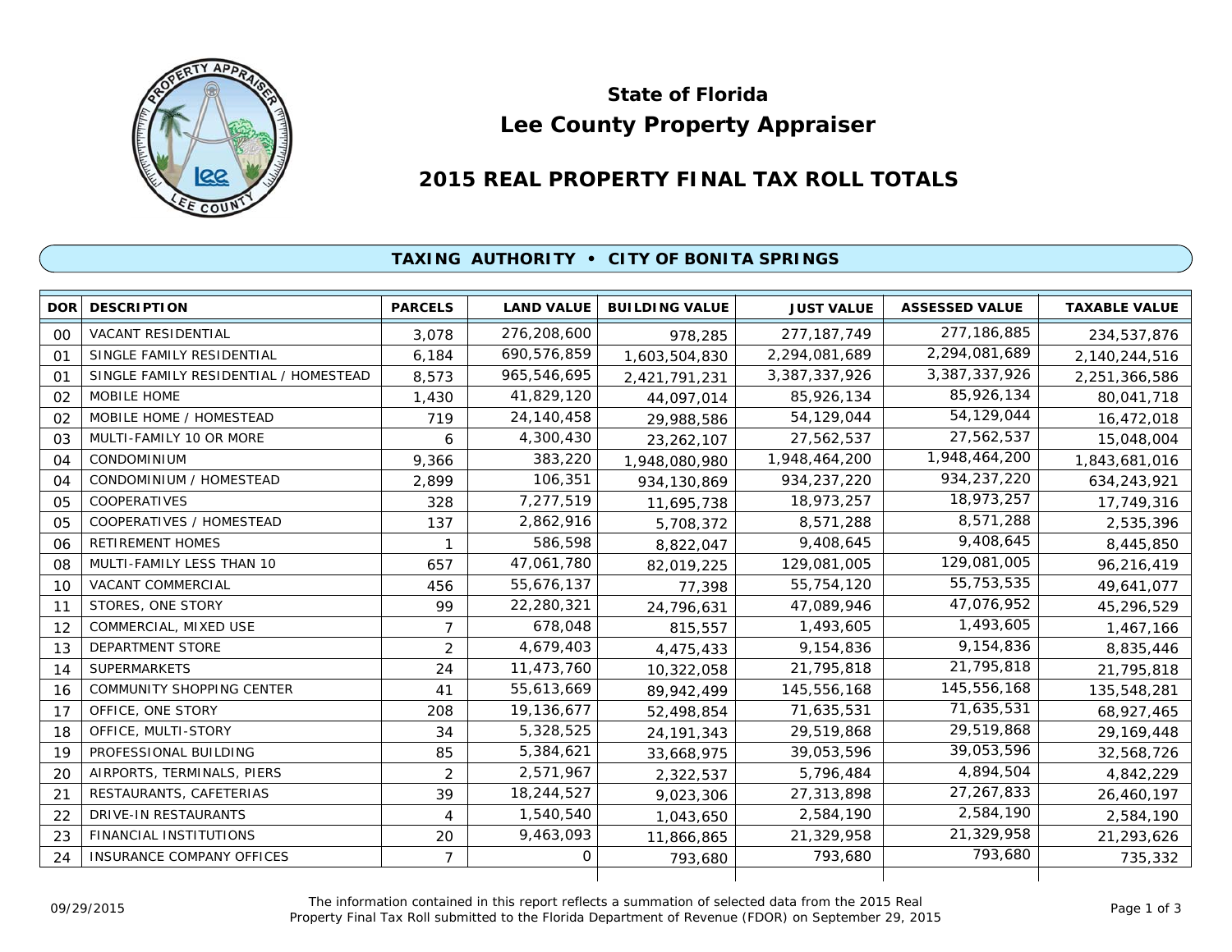# State of Florida
# Lee County Property Appraiser

## 2015 REAL PROPERTY FINAL TAX ROLL TOTALS

### TAXING AUTHORITY • CITY OF BONITA SPRINGS

| DOR | DESCRIPTION | PARCELS | LAND VALUE | BUILDING VALUE | JUST VALUE | ASSESSED VALUE | TAXABLE VALUE |
|---|---|---|---|---|---|---|---|
| 00 | VACANT RESIDENTIAL | 3,078 | 276,208,600 | 978,285 | 277,187,749 | 277,186,885 | 234,537,876 |
| 01 | SINGLE FAMILY RESIDENTIAL | 6,184 | 690,576,859 | 1,603,504,830 | 2,294,081,689 | 2,294,081,689 | 2,140,244,516 |
| 01 | SINGLE FAMILY RESIDENTIAL / HOMESTEAD | 8,573 | 965,546,695 | 2,421,791,231 | 3,387,337,926 | 3,387,337,926 | 2,251,366,586 |
| 02 | MOBILE HOME | 1,430 | 41,829,120 | 44,097,014 | 85,926,134 | 85,926,134 | 80,041,718 |
| 02 | MOBILE HOME / HOMESTEAD | 719 | 24,140,458 | 29,988,586 | 54,129,044 | 54,129,044 | 16,472,018 |
| 03 | MULTI-FAMILY 10 OR MORE | 6 | 4,300,430 | 23,262,107 | 27,562,537 | 27,562,537 | 15,048,004 |
| 04 | CONDOMINIUM | 9,366 | 383,220 | 1,948,080,980 | 1,948,464,200 | 1,948,464,200 | 1,843,681,016 |
| 04 | CONDOMINIUM / HOMESTEAD | 2,899 | 106,351 | 934,130,869 | 934,237,220 | 934,237,220 | 634,243,921 |
| 05 | COOPERATIVES | 328 | 7,277,519 | 11,695,738 | 18,973,257 | 18,973,257 | 17,749,316 |
| 05 | COOPERATIVES / HOMESTEAD | 137 | 2,862,916 | 5,708,372 | 8,571,288 | 8,571,288 | 2,535,396 |
| 06 | RETIREMENT HOMES | 1 | 586,598 | 8,822,047 | 9,408,645 | 9,408,645 | 8,445,850 |
| 08 | MULTI-FAMILY LESS THAN 10 | 657 | 47,061,780 | 82,019,225 | 129,081,005 | 129,081,005 | 96,216,419 |
| 10 | VACANT COMMERCIAL | 456 | 55,676,137 | 77,398 | 55,754,120 | 55,753,535 | 49,641,077 |
| 11 | STORES, ONE STORY | 99 | 22,280,321 | 24,796,631 | 47,089,946 | 47,076,952 | 45,296,529 |
| 12 | COMMERCIAL, MIXED USE | 7 | 678,048 | 815,557 | 1,493,605 | 1,493,605 | 1,467,166 |
| 13 | DEPARTMENT STORE | 2 | 4,679,403 | 4,475,433 | 9,154,836 | 9,154,836 | 8,835,446 |
| 14 | SUPERMARKETS | 24 | 11,473,760 | 10,322,058 | 21,795,818 | 21,795,818 | 21,795,818 |
| 16 | COMMUNITY SHOPPING CENTER | 41 | 55,613,669 | 89,942,499 | 145,556,168 | 145,556,168 | 135,548,281 |
| 17 | OFFICE, ONE STORY | 208 | 19,136,677 | 52,498,854 | 71,635,531 | 71,635,531 | 68,927,465 |
| 18 | OFFICE, MULTI-STORY | 34 | 5,328,525 | 24,191,343 | 29,519,868 | 29,519,868 | 29,169,448 |
| 19 | PROFESSIONAL BUILDING | 85 | 5,384,621 | 33,668,975 | 39,053,596 | 39,053,596 | 32,568,726 |
| 20 | AIRPORTS, TERMINALS, PIERS | 2 | 2,571,967 | 2,322,537 | 5,796,484 | 4,894,504 | 4,842,229 |
| 21 | RESTAURANTS, CAFETERIAS | 39 | 18,244,527 | 9,023,306 | 27,313,898 | 27,267,833 | 26,460,197 |
| 22 | DRIVE-IN RESTAURANTS | 4 | 1,540,540 | 1,043,650 | 2,584,190 | 2,584,190 | 2,584,190 |
| 23 | FINANCIAL INSTITUTIONS | 20 | 9,463,093 | 11,866,865 | 21,329,958 | 21,329,958 | 21,293,626 |
| 24 | INSURANCE COMPANY OFFICES | 7 | 0 | 793,680 | 793,680 | 793,680 | 735,332 |

09/29/2015

The information contained in this report reflects a summation of selected data from the 2015 Real Property Final Tax Roll submitted to the Florida Department of Revenue (FDOR) on September 29, 2015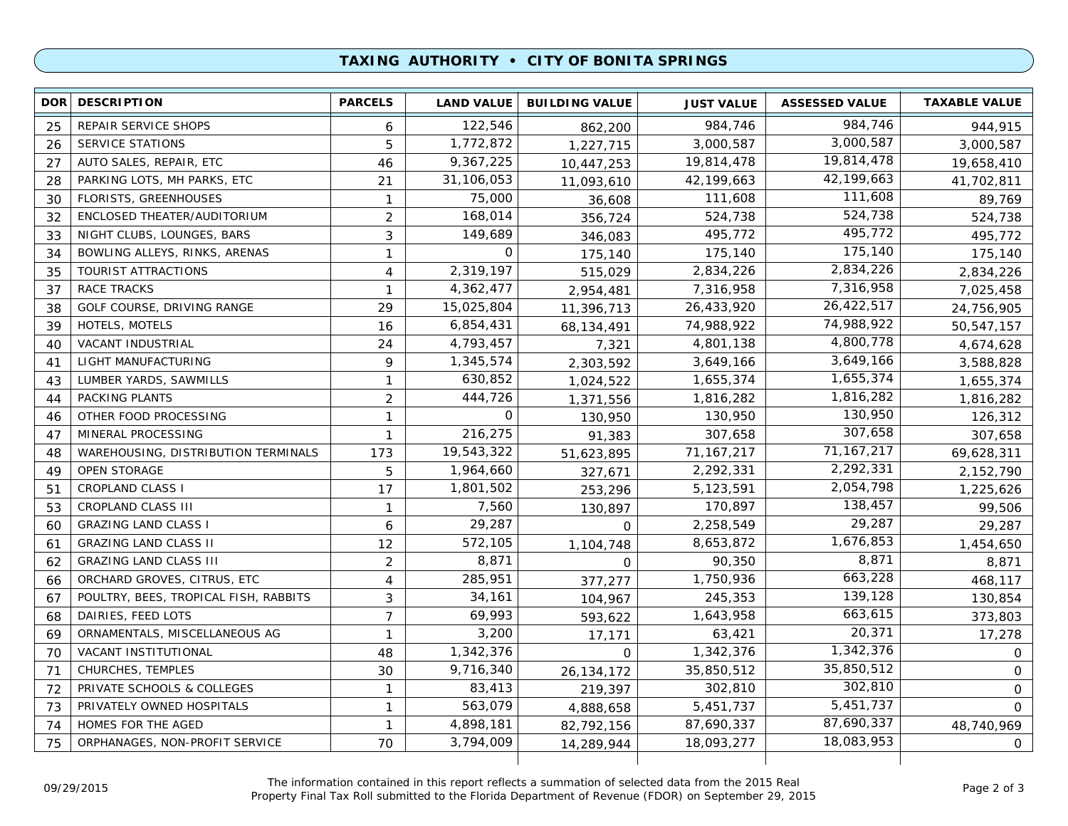## TAXING AUTHORITY • CITY OF BONITA SPRINGS

| DOR | DESCRIPTION | PARCELS | LAND VALUE | BUILDING VALUE | JUST VALUE | ASSESSED VALUE | TAXABLE VALUE |
|---|---|---|---|---|---|---|---|
| 25 | REPAIR SERVICE SHOPS | 6 | 122,546 | 862,200 | 984,746 | 984,746 | 944,915 |
| 26 | SERVICE STATIONS | 5 | 1,772,872 | 1,227,715 | 3,000,587 | 3,000,587 | 3,000,587 |
| 27 | AUTO SALES, REPAIR, ETC | 46 | 9,367,225 | 10,447,253 | 19,814,478 | 19,814,478 | 19,658,410 |
| 28 | PARKING LOTS, MH PARKS, ETC | 21 | 31,106,053 | 11,093,610 | 42,199,663 | 42,199,663 | 41,702,811 |
| 30 | FLORISTS, GREENHOUSES | 1 | 75,000 | 36,608 | 111,608 | 111,608 | 89,769 |
| 32 | ENCLOSED THEATER/AUDITORIUM | 2 | 168,014 | 356,724 | 524,738 | 524,738 | 524,738 |
| 33 | NIGHT CLUBS, LOUNGES, BARS | 3 | 149,689 | 346,083 | 495,772 | 495,772 | 495,772 |
| 34 | BOWLING ALLEYS, RINKS, ARENAS | 1 | 0 | 175,140 | 175,140 | 175,140 | 175,140 |
| 35 | TOURIST ATTRACTIONS | 4 | 2,319,197 | 515,029 | 2,834,226 | 2,834,226 | 2,834,226 |
| 37 | RACE TRACKS | 1 | 4,362,477 | 2,954,481 | 7,316,958 | 7,316,958 | 7,025,458 |
| 38 | GOLF COURSE, DRIVING RANGE | 29 | 15,025,804 | 11,396,713 | 26,433,920 | 26,422,517 | 24,756,905 |
| 39 | HOTELS, MOTELS | 16 | 6,854,431 | 68,134,491 | 74,988,922 | 74,988,922 | 50,547,157 |
| 40 | VACANT INDUSTRIAL | 24 | 4,793,457 | 7,321 | 4,801,138 | 4,800,778 | 4,674,628 |
| 41 | LIGHT MANUFACTURING | 9 | 1,345,574 | 2,303,592 | 3,649,166 | 3,649,166 | 3,588,828 |
| 43 | LUMBER YARDS, SAWMILLS | 1 | 630,852 | 1,024,522 | 1,655,374 | 1,655,374 | 1,655,374 |
| 44 | PACKING PLANTS | 2 | 444,726 | 1,371,556 | 1,816,282 | 1,816,282 | 1,816,282 |
| 46 | OTHER FOOD PROCESSING | 1 | 0 | 130,950 | 130,950 | 130,950 | 126,312 |
| 47 | MINERAL PROCESSING | 1 | 216,275 | 91,383 | 307,658 | 307,658 | 307,658 |
| 48 | WAREHOUSING, DISTRIBUTION TERMINALS | 173 | 19,543,322 | 51,623,895 | 71,167,217 | 71,167,217 | 69,628,311 |
| 49 | OPEN STORAGE | 5 | 1,964,660 | 327,671 | 2,292,331 | 2,292,331 | 2,152,790 |
| 51 | CROPLAND CLASS I | 17 | 1,801,502 | 253,296 | 5,123,591 | 2,054,798 | 1,225,626 |
| 53 | CROPLAND CLASS III | 1 | 7,560 | 130,897 | 170,897 | 138,457 | 99,506 |
| 60 | GRAZING LAND CLASS I | 6 | 29,287 | 0 | 2,258,549 | 29,287 | 29,287 |
| 61 | GRAZING LAND CLASS II | 12 | 572,105 | 1,104,748 | 8,653,872 | 1,676,853 | 1,454,650 |
| 62 | GRAZING LAND CLASS III | 2 | 8,871 | 0 | 90,350 | 8,871 | 8,871 |
| 66 | ORCHARD GROVES, CITRUS, ETC | 4 | 285,951 | 377,277 | 1,750,936 | 663,228 | 468,117 |
| 67 | POULTRY, BEES, TROPICAL FISH, RABBITS | 3 | 34,161 | 104,967 | 245,353 | 139,128 | 130,854 |
| 68 | DAIRIES, FEED LOTS | 7 | 69,993 | 593,622 | 1,643,958 | 663,615 | 373,803 |
| 69 | ORNAMENTALS, MISCELLANEOUS AG | 1 | 3,200 | 17,171 | 63,421 | 20,371 | 17,278 |
| 70 | VACANT INSTITUTIONAL | 48 | 1,342,376 | 0 | 1,342,376 | 1,342,376 | 0 |
| 71 | CHURCHES, TEMPLES | 30 | 9,716,340 | 26,134,172 | 35,850,512 | 35,850,512 | 0 |
| 72 | PRIVATE SCHOOLS & COLLEGES | 1 | 83,413 | 219,397 | 302,810 | 302,810 | 0 |
| 73 | PRIVATELY OWNED HOSPITALS | 1 | 563,079 | 4,888,658 | 5,451,737 | 5,451,737 | 0 |
| 74 | HOMES FOR THE AGED | 1 | 4,898,181 | 82,792,156 | 87,690,337 | 87,690,337 | 48,740,969 |
| 75 | ORPHANAGES, NON-PROFIT SERVICE | 70 | 3,794,009 | 14,289,944 | 18,093,277 | 18,083,953 | 0 |

09/29/2015

The information contained in this report reflects a summation of selected data from the 2015 Real Property Final Tax Roll submitted to the Florida Department of Revenue (FDOR) on September 29, 2015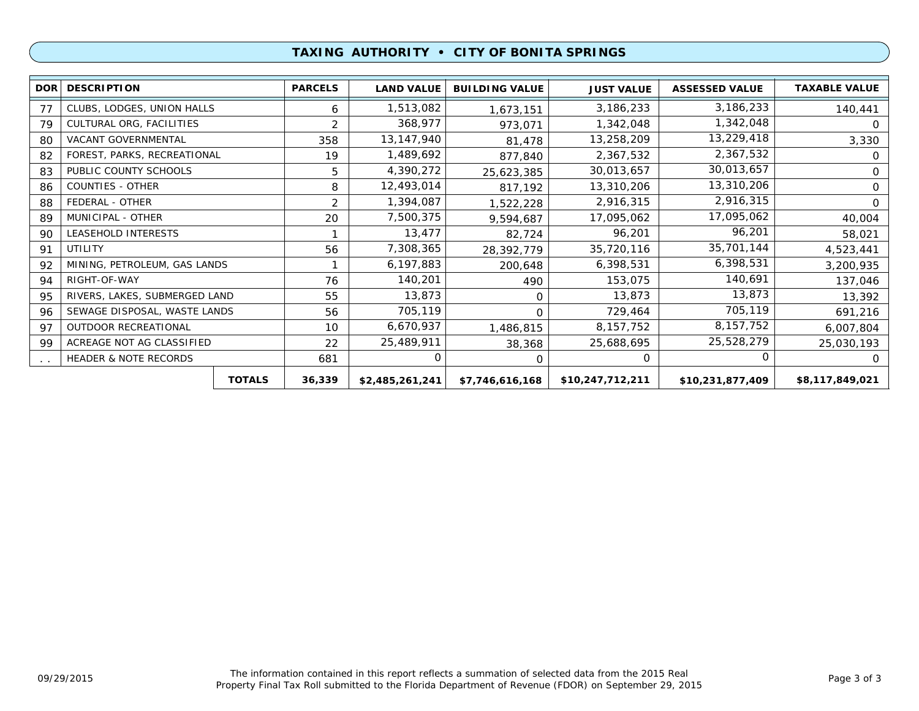## TAXING AUTHORITY • CITY OF BONITA SPRINGS

| DOR | DESCRIPTION | PARCELS | LAND VALUE | BUILDING VALUE | JUST VALUE | ASSESSED VALUE | TAXABLE VALUE |
|---|---|---|---|---|---|---|---|
| 77 | CLUBS, LODGES, UNION HALLS | 6 | 1,513,082 | 1,673,151 | 3,186,233 | 3,186,233 | 140,441 |
| 79 | CULTURAL ORG, FACILITIES | 2 | 368,977 | 973,071 | 1,342,048 | 1,342,048 | 0 |
| 80 | VACANT GOVERNMENTAL | 358 | 13,147,940 | 81,478 | 13,258,209 | 13,229,418 | 3,330 |
| 82 | FOREST, PARKS, RECREATIONAL | 19 | 1,489,692 | 877,840 | 2,367,532 | 2,367,532 | 0 |
| 83 | PUBLIC COUNTY SCHOOLS | 5 | 4,390,272 | 25,623,385 | 30,013,657 | 30,013,657 | 0 |
| 86 | COUNTIES - OTHER | 8 | 12,493,014 | 817,192 | 13,310,206 | 13,310,206 | 0 |
| 88 | FEDERAL - OTHER | 2 | 1,394,087 | 1,522,228 | 2,916,315 | 2,916,315 | 0 |
| 89 | MUNICIPAL - OTHER | 20 | 7,500,375 | 9,594,687 | 17,095,062 | 17,095,062 | 40,004 |
| 90 | LEASEHOLD INTERESTS | 1 | 13,477 | 82,724 | 96,201 | 96,201 | 58,021 |
| 91 | UTILITY | 56 | 7,308,365 | 28,392,779 | 35,720,116 | 35,701,144 | 4,523,441 |
| 92 | MINING, PETROLEUM, GAS LANDS | 1 | 6,197,883 | 200,648 | 6,398,531 | 6,398,531 | 3,200,935 |
| 94 | RIGHT-OF-WAY | 76 | 140,201 | 490 | 153,075 | 140,691 | 137,046 |
| 95 | RIVERS, LAKES, SUBMERGED LAND | 55 | 13,873 | 0 | 13,873 | 13,873 | 13,392 |
| 96 | SEWAGE DISPOSAL, WASTE LANDS | 56 | 705,119 | 0 | 729,464 | 705,119 | 691,216 |
| 97 | OUTDOOR RECREATIONAL | 10 | 6,670,937 | 1,486,815 | 8,157,752 | 8,157,752 | 6,007,804 |
| 99 | ACREAGE NOT AG CLASSIFIED | 22 | 25,489,911 | 38,368 | 25,688,695 | 25,528,279 | 25,030,193 |
| .. | HEADER & NOTE RECORDS | 681 | 0 | 0 | 0 | 0 | 0 |
| | **TOTALS** | **36,339** | **$2,485,261,241** | **$7,746,616,168** | **$10,247,712,211** | **$10,231,877,409** | **$8,117,849,021** |

09/29/2015

The information contained in this report reflects a summation of selected data from the 2015 Real Property Final Tax Roll submitted to the Florida Department of Revenue (FDOR) on September 29, 2015